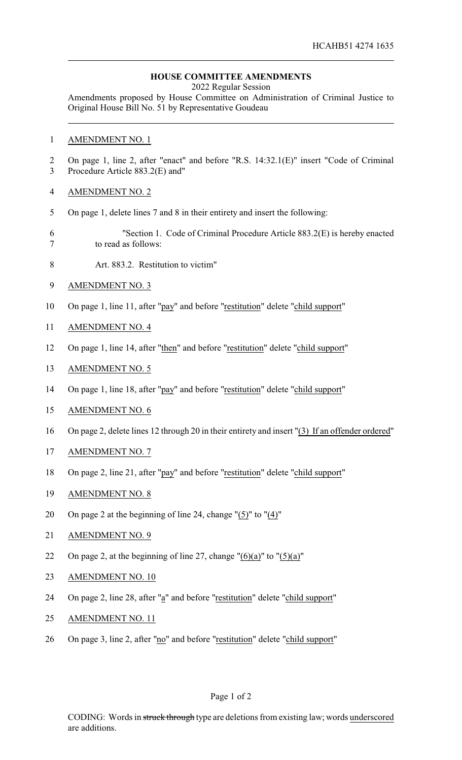HCAHB51 4274 1635

## HOUSE COMMITTEE AMENDMENTS

2022 Regular Session

Amendments proposed by House Committee on Administration of Criminal Justice to Original House Bill No. 51 by Representative Goudeau

AMENDMENT NO. 1

On page 1, line 2, after "enact" and before "R.S. 14:32.1(E)" insert "Code of Criminal Procedure Article 883.2(E) and"

AMENDMENT NO. 2

On page 1, delete lines 7 and 8 in their entirety and insert the following:

"Section 1. Code of Criminal Procedure Article 883.2(E) is hereby enacted to read as follows:

Art. 883.2. Restitution to victim"

AMENDMENT NO. 3

On page 1, line 11, after "pay" and before "restitution" delete "child support"

AMENDMENT NO. 4

On page 1, line 14, after "then" and before "restitution" delete "child support"

AMENDMENT NO. 5

On page 1, line 18, after "pay" and before "restitution" delete "child support"

AMENDMENT NO. 6

On page 2, delete lines 12 through 20 in their entirety and insert "(3) If an offender ordered"

AMENDMENT NO. 7

On page 2, line 21, after "pay" and before "restitution" delete "child support"

AMENDMENT NO. 8

On page 2 at the beginning of line 24, change "(5)" to "(4)"

AMENDMENT NO. 9

On page 2, at the beginning of line 27, change "(6)(a)" to "(5)(a)"

AMENDMENT NO. 10

On page 2, line 28, after "a" and before "restitution" delete "child support"

AMENDMENT NO. 11

On page 3, line 2, after "no" and before "restitution" delete "child support"

CODING: Words in struck through type are deletions from existing law; words underscored are additions.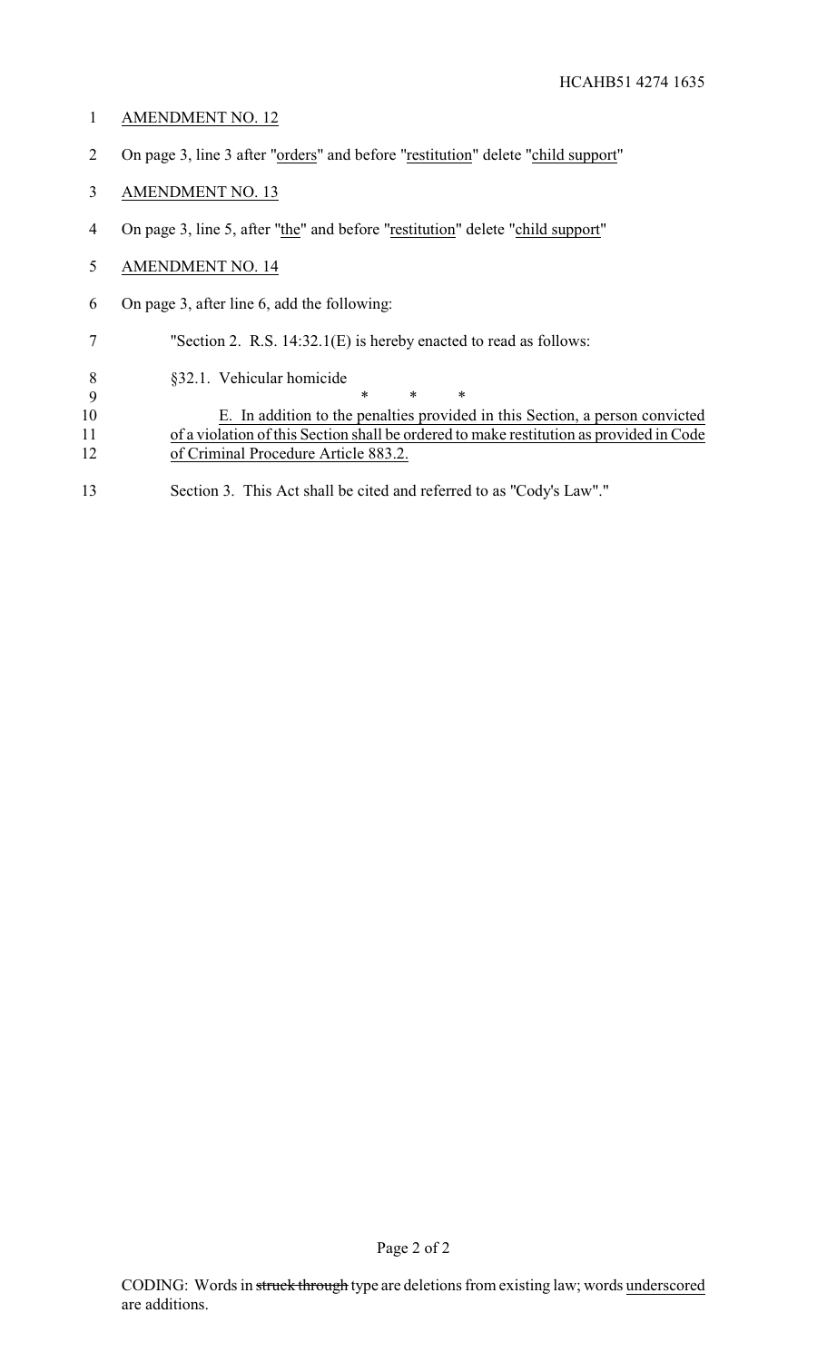AMENDMENT NO. 12

On page 3, line 3 after "orders" and before "restitution" delete "child support"

AMENDMENT NO. 13

On page 3, line 5, after "the" and before "restitution" delete "child support"

AMENDMENT NO. 14

On page 3, after line 6, add the following:

"Section 2. R.S. 14:32.1(E) is hereby enacted to read as follows:

§32.1. Vehicular homicide

\* \* \*

E. In addition to the penalties provided in this Section, a person convicted of a violation of this Section shall be ordered to make restitution as provided in Code of Criminal Procedure Article 883.2.

Section 3. This Act shall be cited and referred to as "Cody's Law"."

CODING: Words in struck through type are deletions from existing law; words underscored are additions.